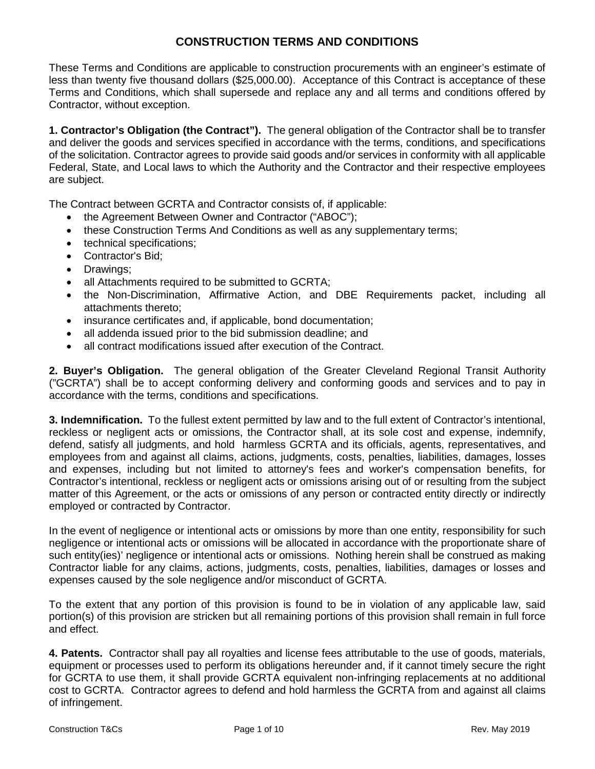# CONSTRUCTION TERMS AND CONDITIONS

These Terms and Conditions are applicable to construction procurements with an engineer's estimate of less than twenty five thousand dollars ($25,000.00). Acceptance of this Contract is acceptance of these Terms and Conditions, which shall supersede and replace any and all terms and conditions offered by Contractor, without exception.

**1. Contractor's Obligation (the Contract").** The general obligation of the Contractor shall be to transfer and deliver the goods and services specified in accordance with the terms, conditions, and specifications of the solicitation. Contractor agrees to provide said goods and/or services in conformity with all applicable Federal, State, and Local laws to which the Authority and the Contractor and their respective employees are subject.

The Contract between GCRTA and Contractor consists of, if applicable:

- the Agreement Between Owner and Contractor ("ABOC");
- these Construction Terms And Conditions as well as any supplementary terms;
- technical specifications;
- Contractor's Bid;
- Drawings;
- all Attachments required to be submitted to GCRTA;
- the Non-Discrimination, Affirmative Action, and DBE Requirements packet, including all attachments thereto;
- insurance certificates and, if applicable, bond documentation;
- all addenda issued prior to the bid submission deadline; and
- all contract modifications issued after execution of the Contract.

**2. Buyer's Obligation.** The general obligation of the Greater Cleveland Regional Transit Authority ("GCRTA") shall be to accept conforming delivery and conforming goods and services and to pay in accordance with the terms, conditions and specifications.

**3. Indemnification.** To the fullest extent permitted by law and to the full extent of Contractor's intentional, reckless or negligent acts or omissions, the Contractor shall, at its sole cost and expense, indemnify, defend, satisfy all judgments, and hold harmless GCRTA and its officials, agents, representatives, and employees from and against all claims, actions, judgments, costs, penalties, liabilities, damages, losses and expenses, including but not limited to attorney's fees and worker's compensation benefits, for Contractor's intentional, reckless or negligent acts or omissions arising out of or resulting from the subject matter of this Agreement, or the acts or omissions of any person or contracted entity directly or indirectly employed or contracted by Contractor.

In the event of negligence or intentional acts or omissions by more than one entity, responsibility for such negligence or intentional acts or omissions will be allocated in accordance with the proportionate share of such entity(ies)' negligence or intentional acts or omissions. Nothing herein shall be construed as making Contractor liable for any claims, actions, judgments, costs, penalties, liabilities, damages or losses and expenses caused by the sole negligence and/or misconduct of GCRTA.

To the extent that any portion of this provision is found to be in violation of any applicable law, said portion(s) of this provision are stricken but all remaining portions of this provision shall remain in full force and effect.

**4. Patents.** Contractor shall pay all royalties and license fees attributable to the use of goods, materials, equipment or processes used to perform its obligations hereunder and, if it cannot timely secure the right for GCRTA to use them, it shall provide GCRTA equivalent non-infringing replacements at no additional cost to GCRTA. Contractor agrees to defend and hold harmless the GCRTA from and against all claims of infringement.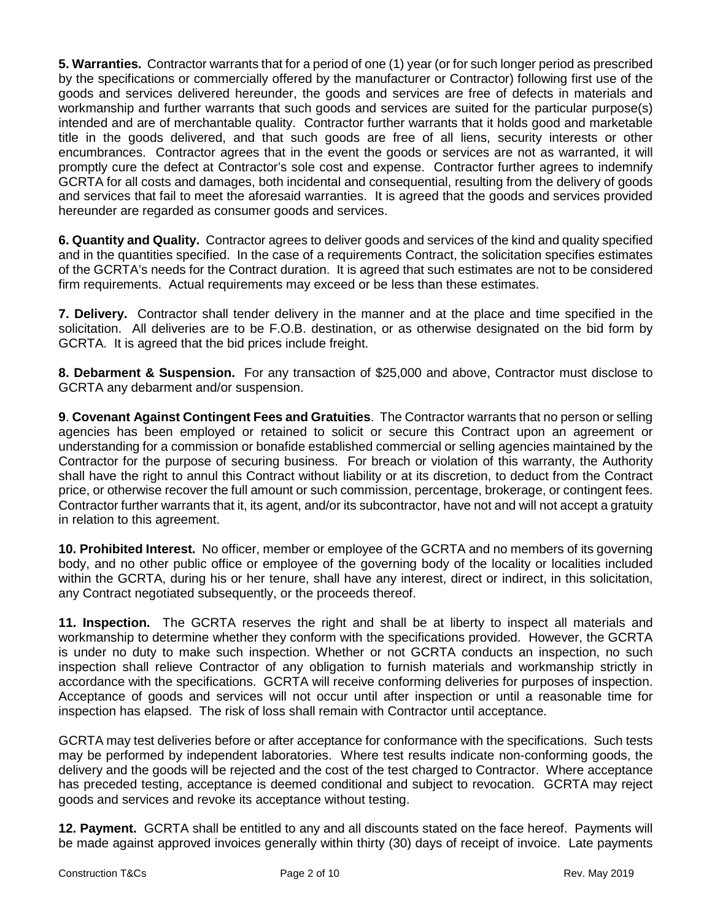**5. Warranties.** Contractor warrants that for a period of one (1) year (or for such longer period as prescribed by the specifications or commercially offered by the manufacturer or Contractor) following first use of the goods and services delivered hereunder, the goods and services are free of defects in materials and workmanship and further warrants that such goods and services are suited for the particular purpose(s) intended and are of merchantable quality. Contractor further warrants that it holds good and marketable title in the goods delivered, and that such goods are free of all liens, security interests or other encumbrances. Contractor agrees that in the event the goods or services are not as warranted, it will promptly cure the defect at Contractor's sole cost and expense. Contractor further agrees to indemnify GCRTA for all costs and damages, both incidental and consequential, resulting from the delivery of goods and services that fail to meet the aforesaid warranties. It is agreed that the goods and services provided hereunder are regarded as consumer goods and services.

**6. Quantity and Quality.** Contractor agrees to deliver goods and services of the kind and quality specified and in the quantities specified. In the case of a requirements Contract, the solicitation specifies estimates of the GCRTA's needs for the Contract duration. It is agreed that such estimates are not to be considered firm requirements. Actual requirements may exceed or be less than these estimates.

**7. Delivery.** Contractor shall tender delivery in the manner and at the place and time specified in the solicitation. All deliveries are to be F.O.B. destination, or as otherwise designated on the bid form by GCRTA. It is agreed that the bid prices include freight.

**8. Debarment & Suspension.** For any transaction of $25,000 and above, Contractor must disclose to GCRTA any debarment and/or suspension.

**9**. **Covenant Against Contingent Fees and Gratuities**. The Contractor warrants that no person or selling agencies has been employed or retained to solicit or secure this Contract upon an agreement or understanding for a commission or bonafide established commercial or selling agencies maintained by the Contractor for the purpose of securing business. For breach or violation of this warranty, the Authority shall have the right to annul this Contract without liability or at its discretion, to deduct from the Contract price, or otherwise recover the full amount or such commission, percentage, brokerage, or contingent fees. Contractor further warrants that it, its agent, and/or its subcontractor, have not and will not accept a gratuity in relation to this agreement.

**10. Prohibited Interest.** No officer, member or employee of the GCRTA and no members of its governing body, and no other public office or employee of the governing body of the locality or localities included within the GCRTA, during his or her tenure, shall have any interest, direct or indirect, in this solicitation, any Contract negotiated subsequently, or the proceeds thereof.

**11. Inspection.** The GCRTA reserves the right and shall be at liberty to inspect all materials and workmanship to determine whether they conform with the specifications provided. However, the GCRTA is under no duty to make such inspection. Whether or not GCRTA conducts an inspection, no such inspection shall relieve Contractor of any obligation to furnish materials and workmanship strictly in accordance with the specifications. GCRTA will receive conforming deliveries for purposes of inspection. Acceptance of goods and services will not occur until after inspection or until a reasonable time for inspection has elapsed. The risk of loss shall remain with Contractor until acceptance.

GCRTA may test deliveries before or after acceptance for conformance with the specifications. Such tests may be performed by independent laboratories. Where test results indicate non-conforming goods, the delivery and the goods will be rejected and the cost of the test charged to Contractor. Where acceptance has preceded testing, acceptance is deemed conditional and subject to revocation. GCRTA may reject goods and services and revoke its acceptance without testing.

**12. Payment.** GCRTA shall be entitled to any and all discounts stated on the face hereof. Payments will be made against approved invoices generally within thirty (30) days of receipt of invoice. Late payments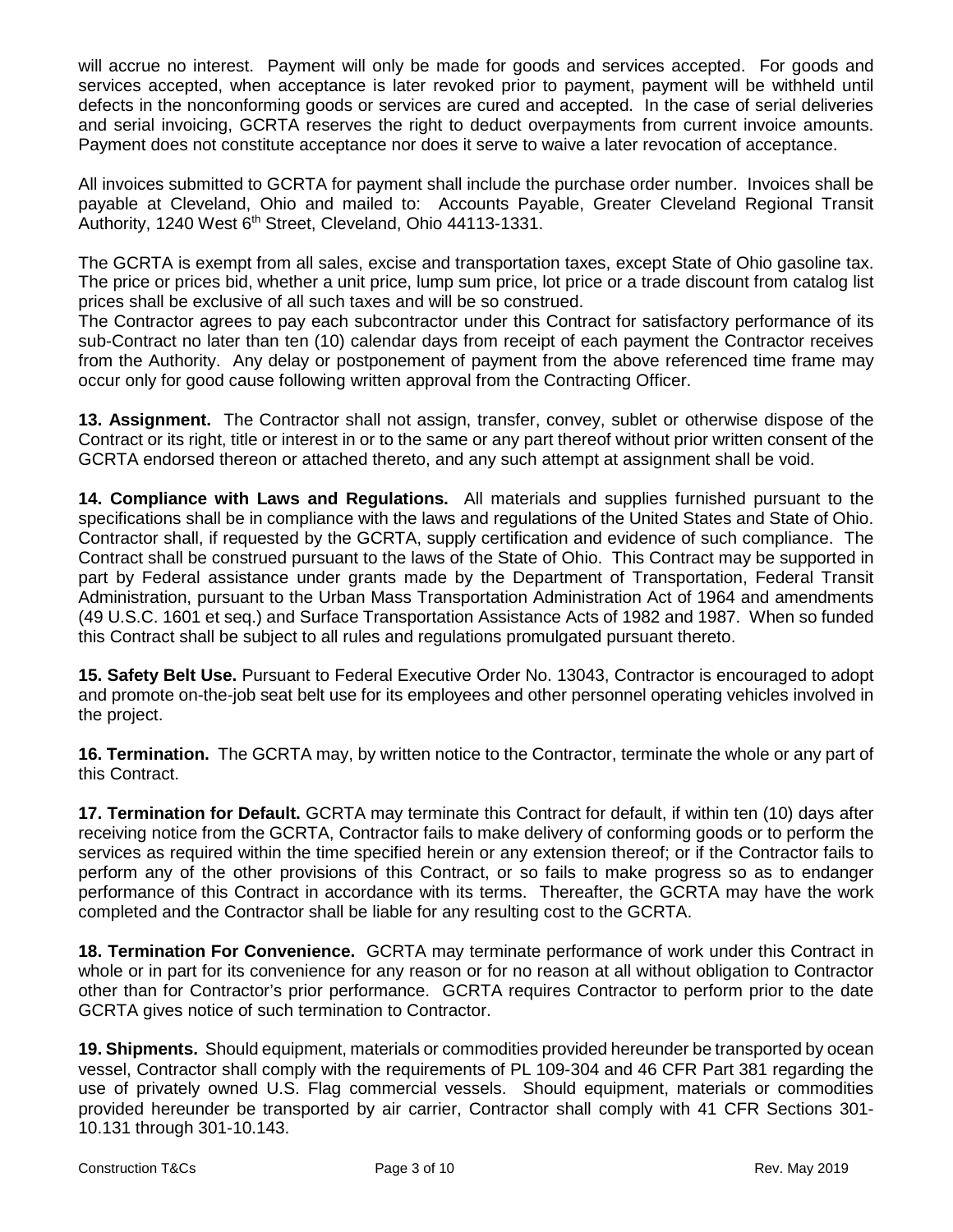will accrue no interest. Payment will only be made for goods and services accepted. For goods and services accepted, when acceptance is later revoked prior to payment, payment will be withheld until defects in the nonconforming goods or services are cured and accepted. In the case of serial deliveries and serial invoicing, GCRTA reserves the right to deduct overpayments from current invoice amounts. Payment does not constitute acceptance nor does it serve to waive a later revocation of acceptance.

All invoices submitted to GCRTA for payment shall include the purchase order number. Invoices shall be payable at Cleveland, Ohio and mailed to: Accounts Payable, Greater Cleveland Regional Transit Authority, 1240 West 6th Street, Cleveland, Ohio 44113-1331.

The GCRTA is exempt from all sales, excise and transportation taxes, except State of Ohio gasoline tax. The price or prices bid, whether a unit price, lump sum price, lot price or a trade discount from catalog list prices shall be exclusive of all such taxes and will be so construed.
The Contractor agrees to pay each subcontractor under this Contract for satisfactory performance of its sub-Contract no later than ten (10) calendar days from receipt of each payment the Contractor receives from the Authority. Any delay or postponement of payment from the above referenced time frame may occur only for good cause following written approval from the Contracting Officer.

**13. Assignment.** The Contractor shall not assign, transfer, convey, sublet or otherwise dispose of the Contract or its right, title or interest in or to the same or any part thereof without prior written consent of the GCRTA endorsed thereon or attached thereto, and any such attempt at assignment shall be void.

**14. Compliance with Laws and Regulations.** All materials and supplies furnished pursuant to the specifications shall be in compliance with the laws and regulations of the United States and State of Ohio. Contractor shall, if requested by the GCRTA, supply certification and evidence of such compliance. The Contract shall be construed pursuant to the laws of the State of Ohio. This Contract may be supported in part by Federal assistance under grants made by the Department of Transportation, Federal Transit Administration, pursuant to the Urban Mass Transportation Administration Act of 1964 and amendments (49 U.S.C. 1601 et seq.) and Surface Transportation Assistance Acts of 1982 and 1987. When so funded this Contract shall be subject to all rules and regulations promulgated pursuant thereto.

**15. Safety Belt Use.** Pursuant to Federal Executive Order No. 13043, Contractor is encouraged to adopt and promote on-the-job seat belt use for its employees and other personnel operating vehicles involved in the project.

**16. Termination.** The GCRTA may, by written notice to the Contractor, terminate the whole or any part of this Contract.

**17. Termination for Default.** GCRTA may terminate this Contract for default, if within ten (10) days after receiving notice from the GCRTA, Contractor fails to make delivery of conforming goods or to perform the services as required within the time specified herein or any extension thereof; or if the Contractor fails to perform any of the other provisions of this Contract, or so fails to make progress so as to endanger performance of this Contract in accordance with its terms. Thereafter, the GCRTA may have the work completed and the Contractor shall be liable for any resulting cost to the GCRTA.

**18. Termination For Convenience.** GCRTA may terminate performance of work under this Contract in whole or in part for its convenience for any reason or for no reason at all without obligation to Contractor other than for Contractor's prior performance. GCRTA requires Contractor to perform prior to the date GCRTA gives notice of such termination to Contractor.

**19. Shipments.** Should equipment, materials or commodities provided hereunder be transported by ocean vessel, Contractor shall comply with the requirements of PL 109-304 and 46 CFR Part 381 regarding the use of privately owned U.S. Flag commercial vessels. Should equipment, materials or commodities provided hereunder be transported by air carrier, Contractor shall comply with 41 CFR Sections 301-10.131 through 301-10.143.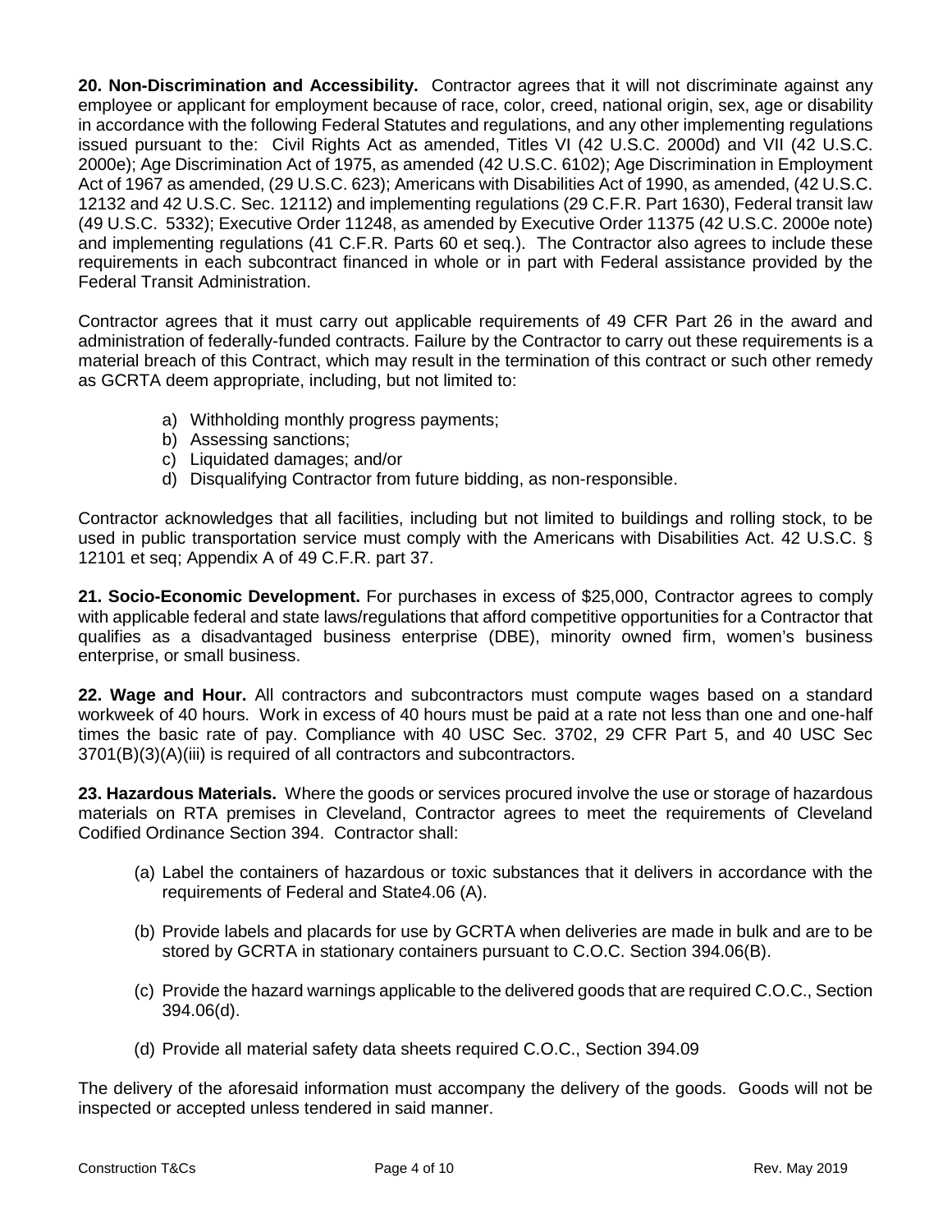**20. Non-Discrimination and Accessibility.** Contractor agrees that it will not discriminate against any employee or applicant for employment because of race, color, creed, national origin, sex, age or disability in accordance with the following Federal Statutes and regulations, and any other implementing regulations issued pursuant to the: Civil Rights Act as amended, Titles VI (42 U.S.C. 2000d) and VII (42 U.S.C. 2000e); Age Discrimination Act of 1975, as amended (42 U.S.C. 6102); Age Discrimination in Employment Act of 1967 as amended, (29 U.S.C. 623); Americans with Disabilities Act of 1990, as amended, (42 U.S.C. 12132 and 42 U.S.C. Sec. 12112) and implementing regulations (29 C.F.R. Part 1630), Federal transit law (49 U.S.C. 5332); Executive Order 11248, as amended by Executive Order 11375 (42 U.S.C. 2000e note) and implementing regulations (41 C.F.R. Parts 60 et seq.). The Contractor also agrees to include these requirements in each subcontract financed in whole or in part with Federal assistance provided by the Federal Transit Administration.

Contractor agrees that it must carry out applicable requirements of 49 CFR Part 26 in the award and administration of federally-funded contracts. Failure by the Contractor to carry out these requirements is a material breach of this Contract, which may result in the termination of this contract or such other remedy as GCRTA deem appropriate, including, but not limited to:

a) Withholding monthly progress payments;
b) Assessing sanctions;
c) Liquidated damages; and/or
d) Disqualifying Contractor from future bidding, as non-responsible.

Contractor acknowledges that all facilities, including but not limited to buildings and rolling stock, to be used in public transportation service must comply with the Americans with Disabilities Act. 42 U.S.C. § 12101 et seq; Appendix A of 49 C.F.R. part 37.

**21. Socio-Economic Development.** For purchases in excess of $25,000, Contractor agrees to comply with applicable federal and state laws/regulations that afford competitive opportunities for a Contractor that qualifies as a disadvantaged business enterprise (DBE), minority owned firm, women's business enterprise, or small business.

**22. Wage and Hour.** All contractors and subcontractors must compute wages based on a standard workweek of 40 hours. Work in excess of 40 hours must be paid at a rate not less than one and one-half times the basic rate of pay. Compliance with 40 USC Sec. 3702, 29 CFR Part 5, and 40 USC Sec 3701(B)(3)(A)(iii) is required of all contractors and subcontractors.

**23. Hazardous Materials.** Where the goods or services procured involve the use or storage of hazardous materials on RTA premises in Cleveland, Contractor agrees to meet the requirements of Cleveland Codified Ordinance Section 394. Contractor shall:

(a) Label the containers of hazardous or toxic substances that it delivers in accordance with the requirements of Federal and State4.06 (A).

(b) Provide labels and placards for use by GCRTA when deliveries are made in bulk and are to be stored by GCRTA in stationary containers pursuant to C.O.C. Section 394.06(B).

(c) Provide the hazard warnings applicable to the delivered goods that are required C.O.C., Section 394.06(d).

(d) Provide all material safety data sheets required C.O.C., Section 394.09

The delivery of the aforesaid information must accompany the delivery of the goods. Goods will not be inspected or accepted unless tendered in said manner.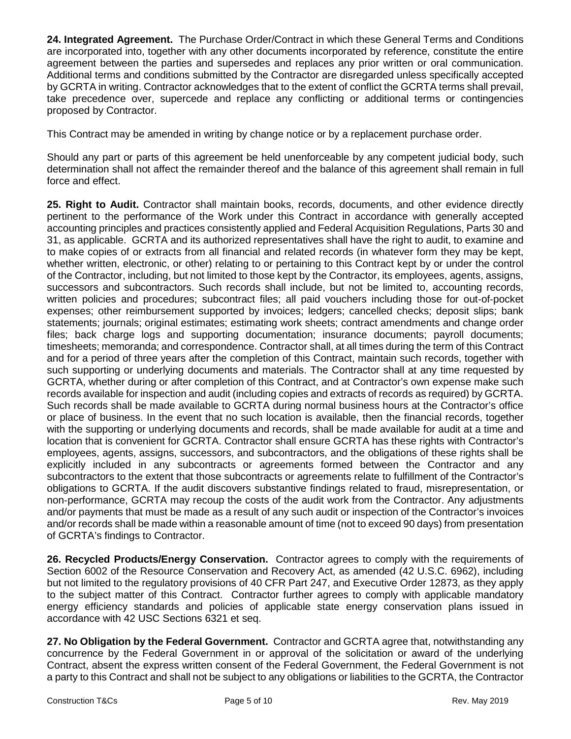**24. Integrated Agreement.** The Purchase Order/Contract in which these General Terms and Conditions are incorporated into, together with any other documents incorporated by reference, constitute the entire agreement between the parties and supersedes and replaces any prior written or oral communication. Additional terms and conditions submitted by the Contractor are disregarded unless specifically accepted by GCRTA in writing. Contractor acknowledges that to the extent of conflict the GCRTA terms shall prevail, take precedence over, supercede and replace any conflicting or additional terms or contingencies proposed by Contractor.

This Contract may be amended in writing by change notice or by a replacement purchase order.

Should any part or parts of this agreement be held unenforceable by any competent judicial body, such determination shall not affect the remainder thereof and the balance of this agreement shall remain in full force and effect.

**25. Right to Audit.** Contractor shall maintain books, records, documents, and other evidence directly pertinent to the performance of the Work under this Contract in accordance with generally accepted accounting principles and practices consistently applied and Federal Acquisition Regulations, Parts 30 and 31, as applicable. GCRTA and its authorized representatives shall have the right to audit, to examine and to make copies of or extracts from all financial and related records (in whatever form they may be kept, whether written, electronic, or other) relating to or pertaining to this Contract kept by or under the control of the Contractor, including, but not limited to those kept by the Contractor, its employees, agents, assigns, successors and subcontractors. Such records shall include, but not be limited to, accounting records, written policies and procedures; subcontract files; all paid vouchers including those for out-of-pocket expenses; other reimbursement supported by invoices; ledgers; cancelled checks; deposit slips; bank statements; journals; original estimates; estimating work sheets; contract amendments and change order files; back charge logs and supporting documentation; insurance documents; payroll documents; timesheets; memoranda; and correspondence. Contractor shall, at all times during the term of this Contract and for a period of three years after the completion of this Contract, maintain such records, together with such supporting or underlying documents and materials. The Contractor shall at any time requested by GCRTA, whether during or after completion of this Contract, and at Contractor's own expense make such records available for inspection and audit (including copies and extracts of records as required) by GCRTA. Such records shall be made available to GCRTA during normal business hours at the Contractor's office or place of business. In the event that no such location is available, then the financial records, together with the supporting or underlying documents and records, shall be made available for audit at a time and location that is convenient for GCRTA. Contractor shall ensure GCRTA has these rights with Contractor's employees, agents, assigns, successors, and subcontractors, and the obligations of these rights shall be explicitly included in any subcontracts or agreements formed between the Contractor and any subcontractors to the extent that those subcontracts or agreements relate to fulfillment of the Contractor's obligations to GCRTA. If the audit discovers substantive findings related to fraud, misrepresentation, or non-performance, GCRTA may recoup the costs of the audit work from the Contractor. Any adjustments and/or payments that must be made as a result of any such audit or inspection of the Contractor's invoices and/or records shall be made within a reasonable amount of time (not to exceed 90 days) from presentation of GCRTA's findings to Contractor.

**26. Recycled Products/Energy Conservation.** Contractor agrees to comply with the requirements of Section 6002 of the Resource Conservation and Recovery Act, as amended (42 U.S.C. 6962), including but not limited to the regulatory provisions of 40 CFR Part 247, and Executive Order 12873, as they apply to the subject matter of this Contract. Contractor further agrees to comply with applicable mandatory energy efficiency standards and policies of applicable state energy conservation plans issued in accordance with 42 USC Sections 6321 et seq.

**27. No Obligation by the Federal Government.** Contractor and GCRTA agree that, notwithstanding any concurrence by the Federal Government in or approval of the solicitation or award of the underlying Contract, absent the express written consent of the Federal Government, the Federal Government is not a party to this Contract and shall not be subject to any obligations or liabilities to the GCRTA, the Contractor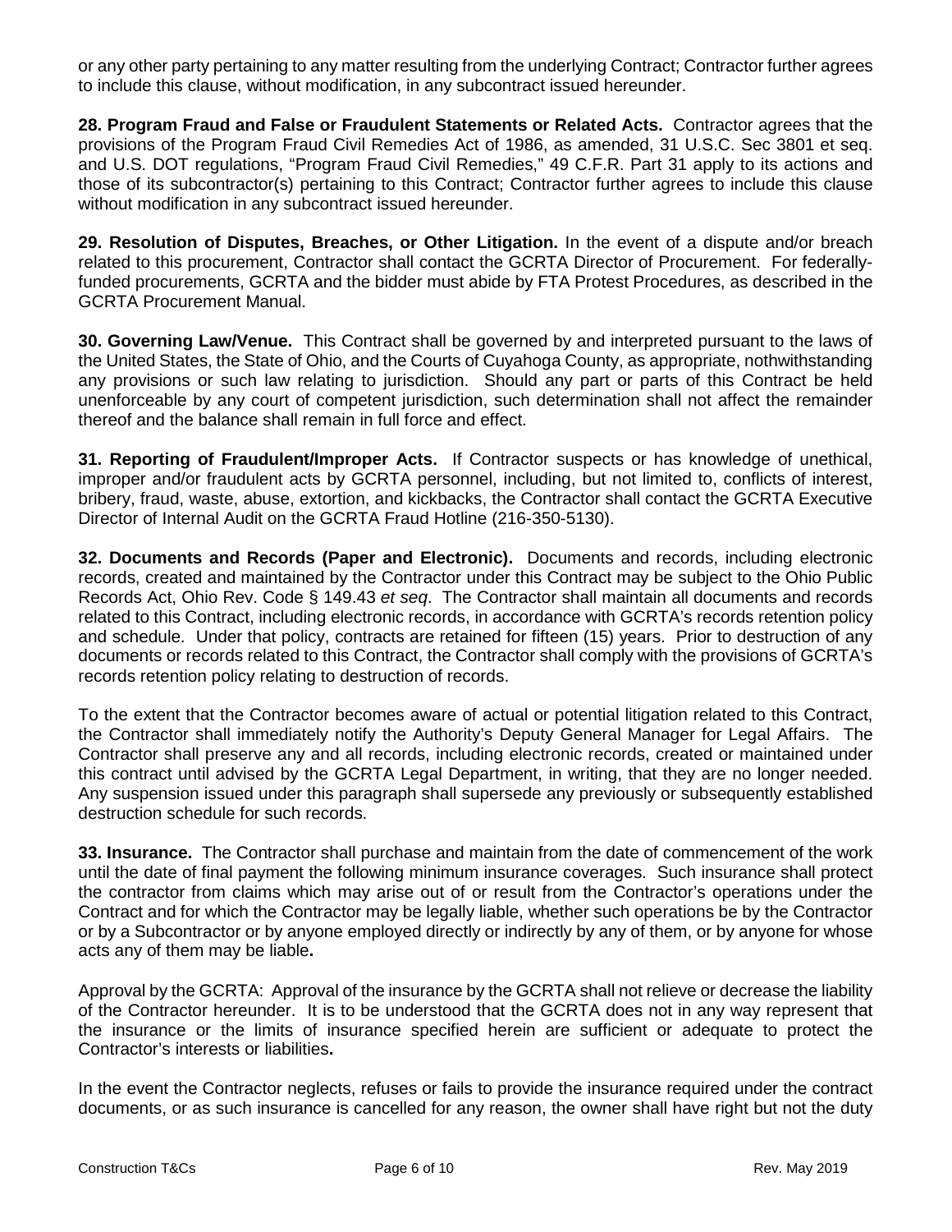or any other party pertaining to any matter resulting from the underlying Contract; Contractor further agrees to include this clause, without modification, in any subcontract issued hereunder.

**28. Program Fraud and False or Fraudulent Statements or Related Acts.** Contractor agrees that the provisions of the Program Fraud Civil Remedies Act of 1986, as amended, 31 U.S.C. Sec 3801 et seq. and U.S. DOT regulations, "Program Fraud Civil Remedies," 49 C.F.R. Part 31 apply to its actions and those of its subcontractor(s) pertaining to this Contract; Contractor further agrees to include this clause without modification in any subcontract issued hereunder.

**29. Resolution of Disputes, Breaches, or Other Litigation.** In the event of a dispute and/or breach related to this procurement, Contractor shall contact the GCRTA Director of Procurement. For federally-funded procurements, GCRTA and the bidder must abide by FTA Protest Procedures, as described in the GCRTA Procurement Manual.

**30. Governing Law/Venue.** This Contract shall be governed by and interpreted pursuant to the laws of the United States, the State of Ohio, and the Courts of Cuyahoga County, as appropriate, nothwithstanding any provisions or such law relating to jurisdiction. Should any part or parts of this Contract be held unenforceable by any court of competent jurisdiction, such determination shall not affect the remainder thereof and the balance shall remain in full force and effect.

**31. Reporting of Fraudulent/Improper Acts.** If Contractor suspects or has knowledge of unethical, improper and/or fraudulent acts by GCRTA personnel, including, but not limited to, conflicts of interest, bribery, fraud, waste, abuse, extortion, and kickbacks, the Contractor shall contact the GCRTA Executive Director of Internal Audit on the GCRTA Fraud Hotline (216-350-5130).

**32. Documents and Records (Paper and Electronic).** Documents and records, including electronic records, created and maintained by the Contractor under this Contract may be subject to the Ohio Public Records Act, Ohio Rev. Code § 149.43 *et seq.* The Contractor shall maintain all documents and records related to this Contract, including electronic records, in accordance with GCRTA's records retention policy and schedule. Under that policy, contracts are retained for fifteen (15) years. Prior to destruction of any documents or records related to this Contract, the Contractor shall comply with the provisions of GCRTA's records retention policy relating to destruction of records.

To the extent that the Contractor becomes aware of actual or potential litigation related to this Contract, the Contractor shall immediately notify the Authority's Deputy General Manager for Legal Affairs. The Contractor shall preserve any and all records, including electronic records, created or maintained under this contract until advised by the GCRTA Legal Department, in writing, that they are no longer needed. Any suspension issued under this paragraph shall supersede any previously or subsequently established destruction schedule for such records.

**33. Insurance.** The Contractor shall purchase and maintain from the date of commencement of the work until the date of final payment the following minimum insurance coverages. Such insurance shall protect the contractor from claims which may arise out of or result from the Contractor's operations under the Contract and for which the Contractor may be legally liable, whether such operations be by the Contractor or by a Subcontractor or by anyone employed directly or indirectly by any of them, or by anyone for whose acts any of them may be liable**.**

Approval by the GCRTA: Approval of the insurance by the GCRTA shall not relieve or decrease the liability of the Contractor hereunder. It is to be understood that the GCRTA does not in any way represent that the insurance or the limits of insurance specified herein are sufficient or adequate to protect the Contractor's interests or liabilities**.**

In the event the Contractor neglects, refuses or fails to provide the insurance required under the contract documents, or as such insurance is cancelled for any reason, the owner shall have right but not the duty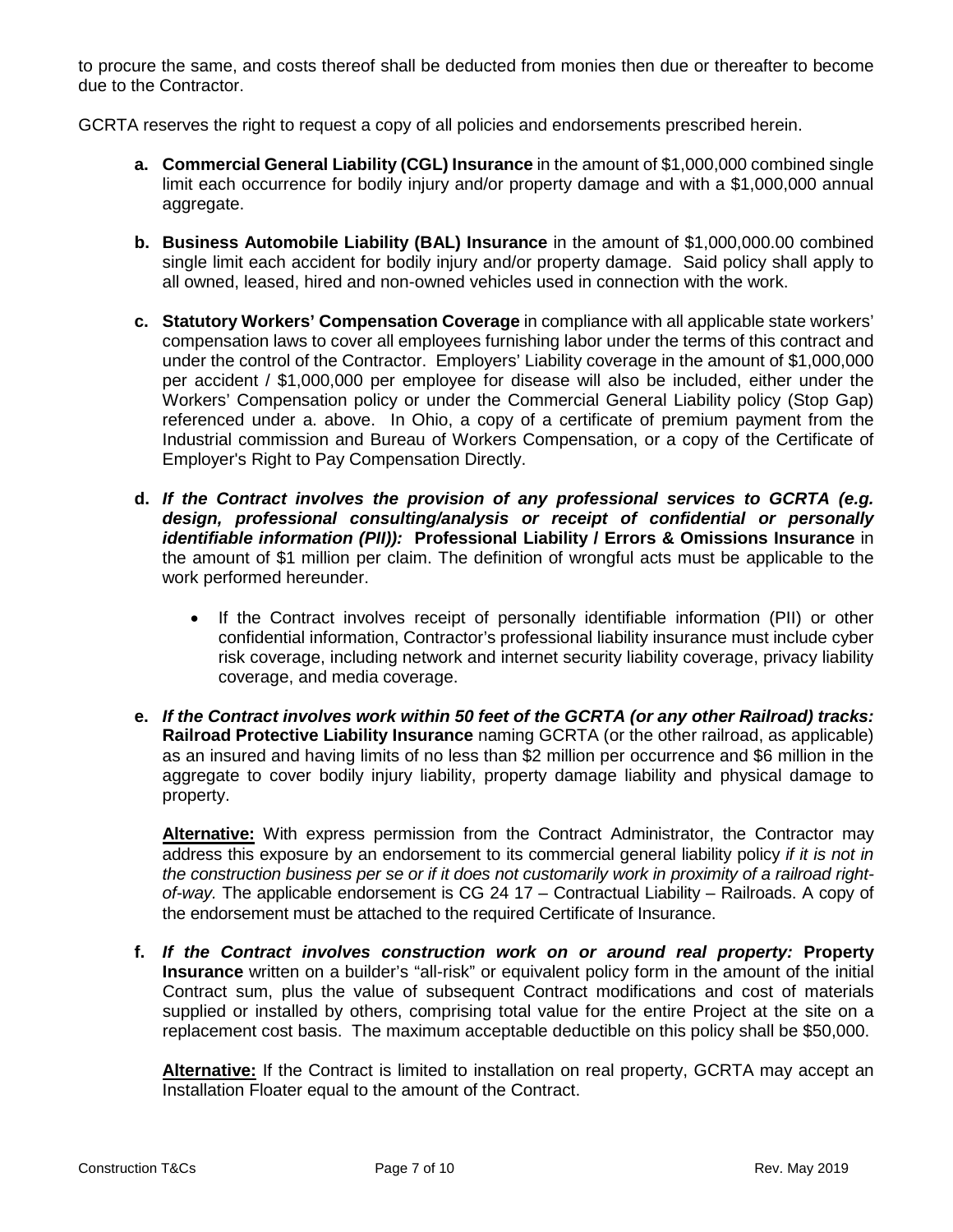to procure the same, and costs thereof shall be deducted from monies then due or thereafter to become due to the Contractor.

GCRTA reserves the right to request a copy of all policies and endorsements prescribed herein.

**a. Commercial General Liability (CGL) Insurance** in the amount of $1,000,000 combined single limit each occurrence for bodily injury and/or property damage and with a $1,000,000 annual aggregate.

**b. Business Automobile Liability (BAL) Insurance** in the amount of $1,000,000.00 combined single limit each accident for bodily injury and/or property damage. Said policy shall apply to all owned, leased, hired and non-owned vehicles used in connection with the work.

**c. Statutory Workers' Compensation Coverage** in compliance with all applicable state workers' compensation laws to cover all employees furnishing labor under the terms of this contract and under the control of the Contractor. Employers' Liability coverage in the amount of $1,000,000 per accident / $1,000,000 per employee for disease will also be included, either under the Workers' Compensation policy or under the Commercial General Liability policy (Stop Gap) referenced under a. above. In Ohio, a copy of a certificate of premium payment from the Industrial commission and Bureau of Workers Compensation, or a copy of the Certificate of Employer's Right to Pay Compensation Directly.

**d.** ***If the Contract involves the provision of any professional services to GCRTA (e.g. design, professional consulting/analysis or receipt of confidential or personally identifiable information (PII)):*** **Professional Liability / Errors & Omissions Insurance** in the amount of $1 million per claim. The definition of wrongful acts must be applicable to the work performed hereunder.

- If the Contract involves receipt of personally identifiable information (PII) or other confidential information, Contractor's professional liability insurance must include cyber risk coverage, including network and internet security liability coverage, privacy liability coverage, and media coverage.

**e.** ***If the Contract involves work within 50 feet of the GCRTA (or any other Railroad) tracks:*** **Railroad Protective Liability Insurance** naming GCRTA (or the other railroad, as applicable) as an insured and having limits of no less than $2 million per occurrence and $6 million in the aggregate to cover bodily injury liability, property damage liability and physical damage to property.

**Alternative:** With express permission from the Contract Administrator, the Contractor may address this exposure by an endorsement to its commercial general liability policy *if it is not in the construction business per se or if it does not customarily work in proximity of a railroad right-of-way.* The applicable endorsement is CG 24 17 – Contractual Liability – Railroads. A copy of the endorsement must be attached to the required Certificate of Insurance.

**f.** ***If the Contract involves construction work on or around real property:*** **Property Insurance** written on a builder's "all-risk" or equivalent policy form in the amount of the initial Contract sum, plus the value of subsequent Contract modifications and cost of materials supplied or installed by others, comprising total value for the entire Project at the site on a replacement cost basis. The maximum acceptable deductible on this policy shall be $50,000.

**Alternative:** If the Contract is limited to installation on real property, GCRTA may accept an Installation Floater equal to the amount of the Contract.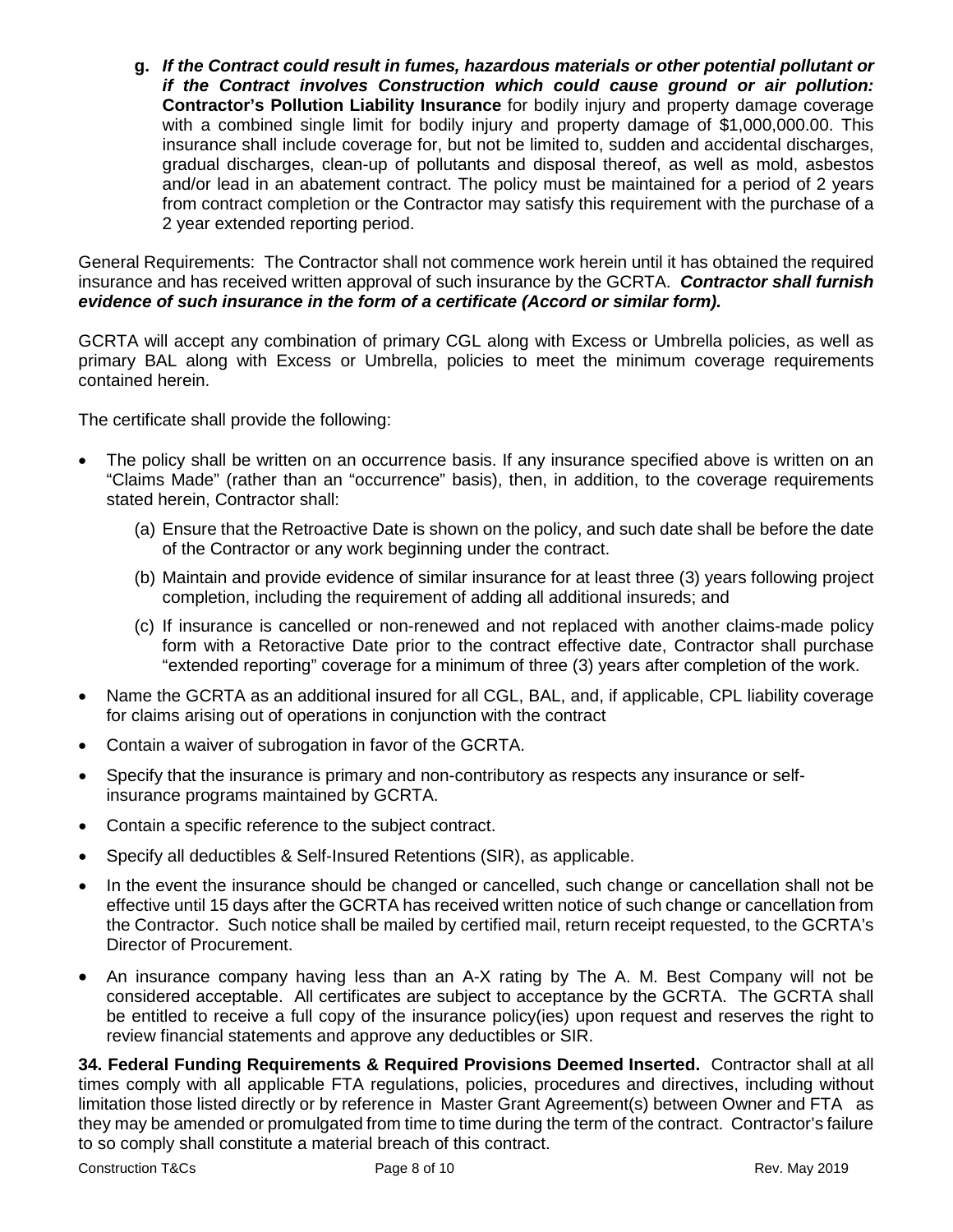**g.** ***If the Contract could result in fumes, hazardous materials or other potential pollutant or if the Contract involves Construction which could cause ground or air pollution:*** **Contractor's Pollution Liability Insurance** for bodily injury and property damage coverage with a combined single limit for bodily injury and property damage of $1,000,000.00. This insurance shall include coverage for, but not be limited to, sudden and accidental discharges, gradual discharges, clean-up of pollutants and disposal thereof, as well as mold, asbestos and/or lead in an abatement contract. The policy must be maintained for a period of 2 years from contract completion or the Contractor may satisfy this requirement with the purchase of a 2 year extended reporting period.

General Requirements: The Contractor shall not commence work herein until it has obtained the required insurance and has received written approval of such insurance by the GCRTA. ***Contractor shall furnish evidence of such insurance in the form of a certificate (Accord or similar form).***

GCRTA will accept any combination of primary CGL along with Excess or Umbrella policies, as well as primary BAL along with Excess or Umbrella, policies to meet the minimum coverage requirements contained herein.

The certificate shall provide the following:

- The policy shall be written on an occurrence basis. If any insurance specified above is written on an "Claims Made" (rather than an "occurrence" basis), then, in addition, to the coverage requirements stated herein, Contractor shall:
  - (a) Ensure that the Retroactive Date is shown on the policy, and such date shall be before the date of the Contractor or any work beginning under the contract.
  - (b) Maintain and provide evidence of similar insurance for at least three (3) years following project completion, including the requirement of adding all additional insureds; and
  - (c) If insurance is cancelled or non-renewed and not replaced with another claims-made policy form with a Retoractive Date prior to the contract effective date, Contractor shall purchase "extended reporting" coverage for a minimum of three (3) years after completion of the work.
- Name the GCRTA as an additional insured for all CGL, BAL, and, if applicable, CPL liability coverage for claims arising out of operations in conjunction with the contract
- Contain a waiver of subrogation in favor of the GCRTA.
- Specify that the insurance is primary and non-contributory as respects any insurance or self-insurance programs maintained by GCRTA.
- Contain a specific reference to the subject contract.
- Specify all deductibles & Self-Insured Retentions (SIR), as applicable.
- In the event the insurance should be changed or cancelled, such change or cancellation shall not be effective until 15 days after the GCRTA has received written notice of such change or cancellation from the Contractor. Such notice shall be mailed by certified mail, return receipt requested, to the GCRTA's Director of Procurement.
- An insurance company having less than an A-X rating by The A. M. Best Company will not be considered acceptable. All certificates are subject to acceptance by the GCRTA. The GCRTA shall be entitled to receive a full copy of the insurance policy(ies) upon request and reserves the right to review financial statements and approve any deductibles or SIR.

**34. Federal Funding Requirements & Required Provisions Deemed Inserted.** Contractor shall at all times comply with all applicable FTA regulations, policies, procedures and directives, including without limitation those listed directly or by reference in Master Grant Agreement(s) between Owner and FTA as they may be amended or promulgated from time to time during the term of the contract. Contractor's failure to so comply shall constitute a material breach of this contract.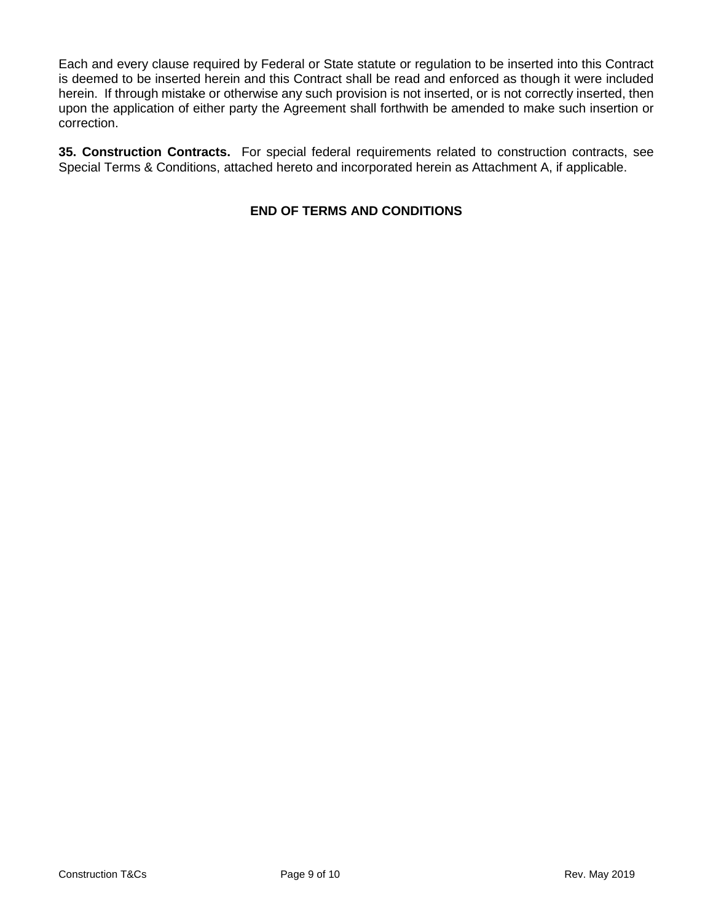Each and every clause required by Federal or State statute or regulation to be inserted into this Contract is deemed to be inserted herein and this Contract shall be read and enforced as though it were included herein. If through mistake or otherwise any such provision is not inserted, or is not correctly inserted, then upon the application of either party the Agreement shall forthwith be amended to make such insertion or correction.

**35. Construction Contracts.** For special federal requirements related to construction contracts, see Special Terms & Conditions, attached hereto and incorporated herein as Attachment A, if applicable.

**END OF TERMS AND CONDITIONS**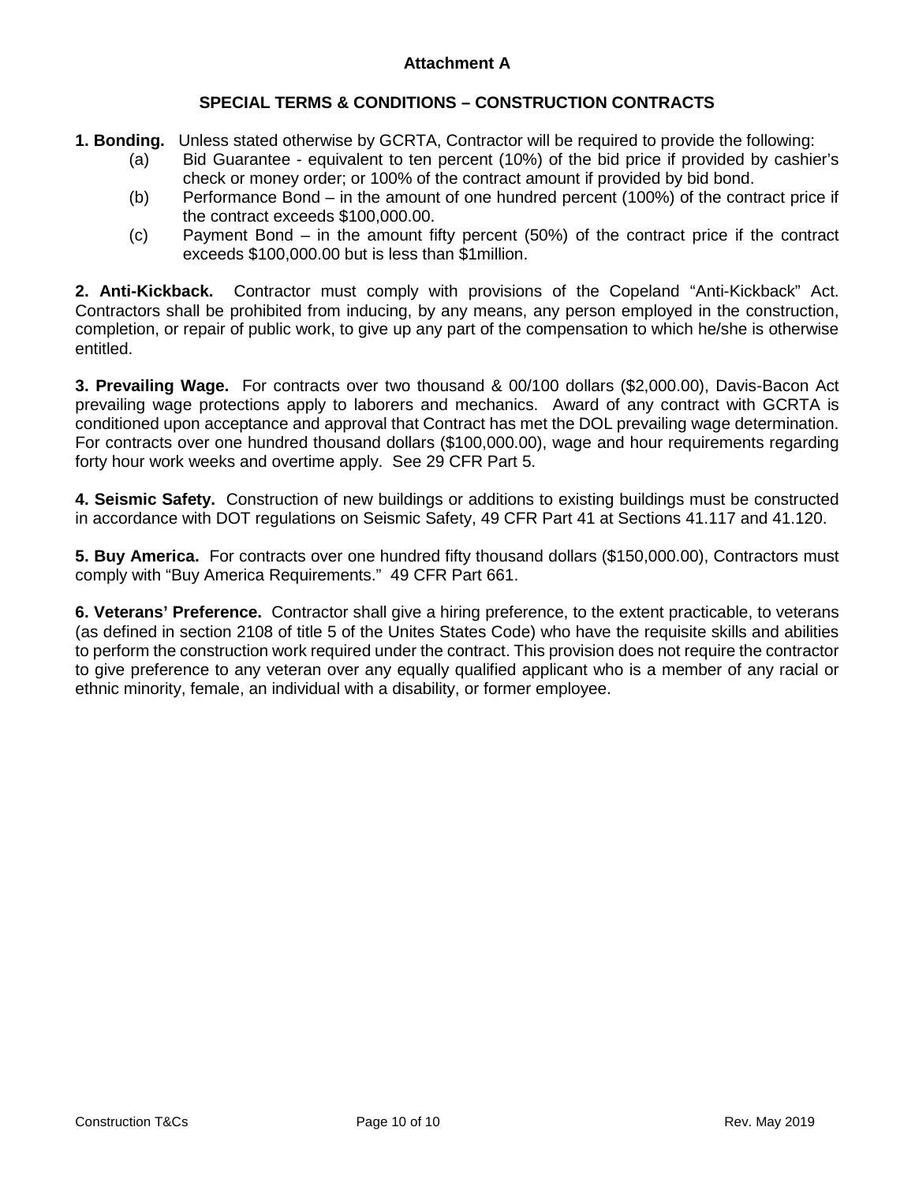**Attachment A**

## SPECIAL TERMS & CONDITIONS – CONSTRUCTION CONTRACTS

**1. Bonding.** Unless stated otherwise by GCRTA, Contractor will be required to provide the following:

(a) Bid Guarantee - equivalent to ten percent (10%) of the bid price if provided by cashier's check or money order; or 100% of the contract amount if provided by bid bond.

(b) Performance Bond – in the amount of one hundred percent (100%) of the contract price if the contract exceeds $100,000.00.

(c) Payment Bond – in the amount fifty percent (50%) of the contract price if the contract exceeds $100,000.00 but is less than $1million.

**2. Anti-Kickback.** Contractor must comply with provisions of the Copeland "Anti-Kickback" Act. Contractors shall be prohibited from inducing, by any means, any person employed in the construction, completion, or repair of public work, to give up any part of the compensation to which he/she is otherwise entitled.

**3. Prevailing Wage.** For contracts over two thousand & 00/100 dollars ($2,000.00), Davis-Bacon Act prevailing wage protections apply to laborers and mechanics. Award of any contract with GCRTA is conditioned upon acceptance and approval that Contract has met the DOL prevailing wage determination. For contracts over one hundred thousand dollars ($100,000.00), wage and hour requirements regarding forty hour work weeks and overtime apply. See 29 CFR Part 5.

**4. Seismic Safety.** Construction of new buildings or additions to existing buildings must be constructed in accordance with DOT regulations on Seismic Safety, 49 CFR Part 41 at Sections 41.117 and 41.120.

**5. Buy America.** For contracts over one hundred fifty thousand dollars ($150,000.00), Contractors must comply with "Buy America Requirements." 49 CFR Part 661.

**6. Veterans' Preference.** Contractor shall give a hiring preference, to the extent practicable, to veterans (as defined in section 2108 of title 5 of the Unites States Code) who have the requisite skills and abilities to perform the construction work required under the contract. This provision does not require the contractor to give preference to any veteran over any equally qualified applicant who is a member of any racial or ethnic minority, female, an individual with a disability, or former employee.